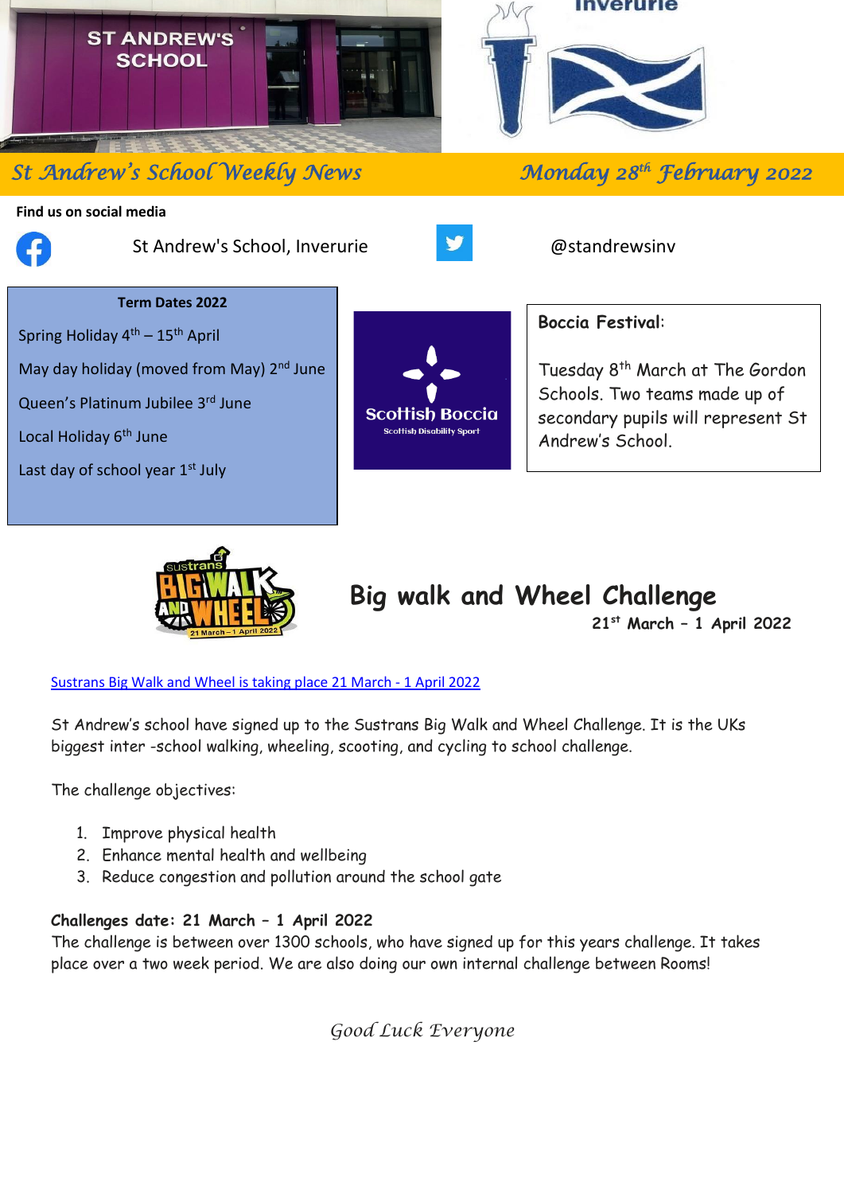# St Andrew's School Weekly News

**Monday 28th February 2022**

**Find us on social media**

St Andrew's School, Inverurie

@standrewsinv

**Term Dates 2022**

Spring Holiday 4th – 15th April

May day holiday (moved from May) 2nd June

Queen's Platinum Jubilee 3rd June

Local Holiday 6th June

Last day of school year 1st July

**Boccia Festival:**

Tuesday 8th March at The Gordon Schools. Two teams made up of secondary pupils will represent St Andrew's School.

## Big walk and Wheel Challenge

**21st March – 1 April 2022**

[Sustrans Big Walk and Wheel is taking place 21 March - 1 April 2022]

St Andrew's school have signed up to the Sustrans Big Walk and Wheel Challenge. It is the UKs biggest inter -school walking, wheeling, scooting, and cycling to school challenge.

The challenge objectives:

1. Improve physical health
2. Enhance mental health and wellbeing
3. Reduce congestion and pollution around the school gate

**Challenges date: 21 March – 1 April 2022**
The challenge is between over 1300 schools, who have signed up for this years challenge. It takes place over a two week period. We are also doing our own internal challenge between Rooms!

*Good Luck Everyone*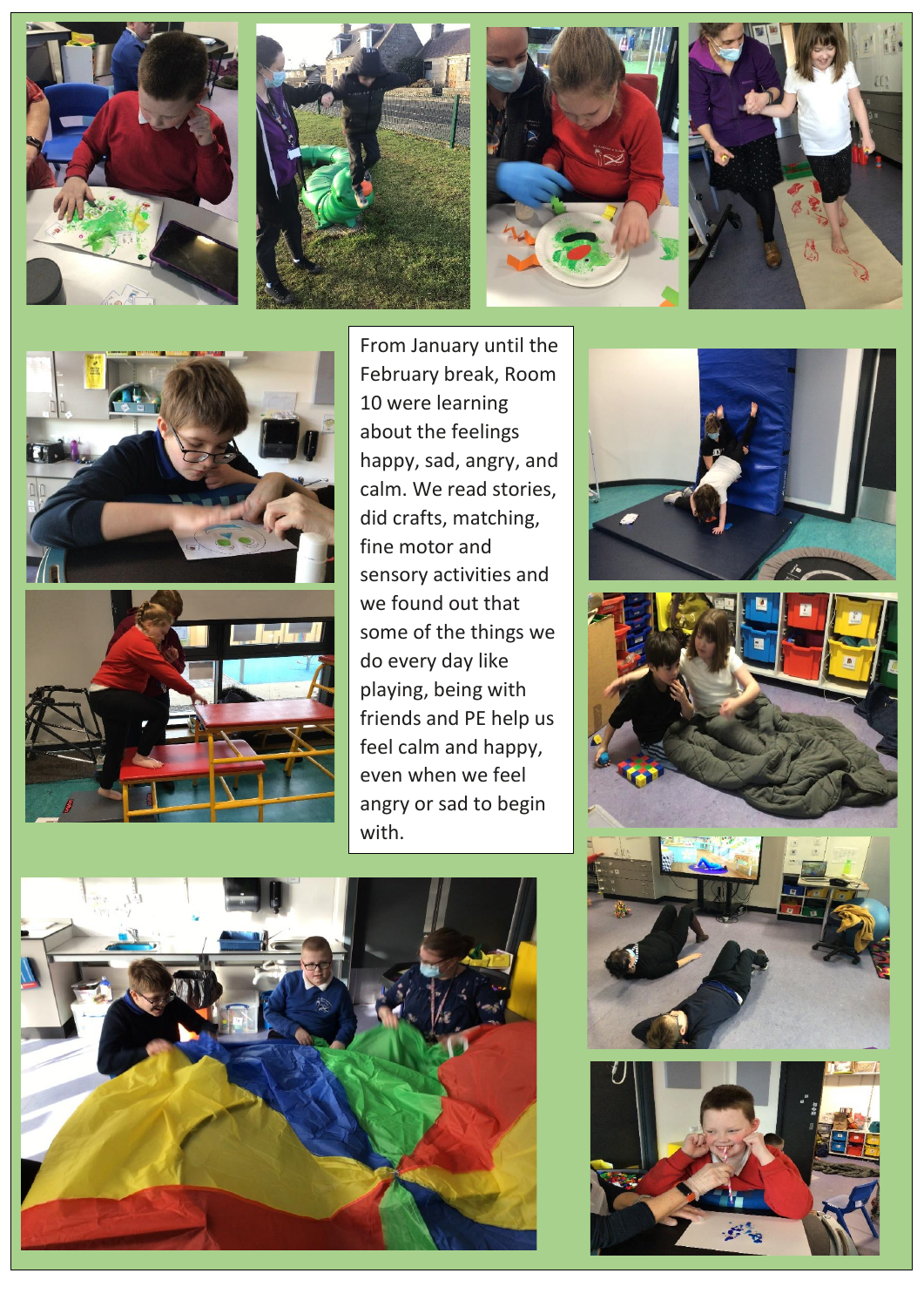From January until the February break, Room 10 were learning about the feelings happy, sad, angry, and calm. We read stories, did crafts, matching, fine motor and sensory activities and we found out that some of the things we do every day like playing, being with friends and PE help us feel calm and happy, even when we feel angry or sad to begin with.